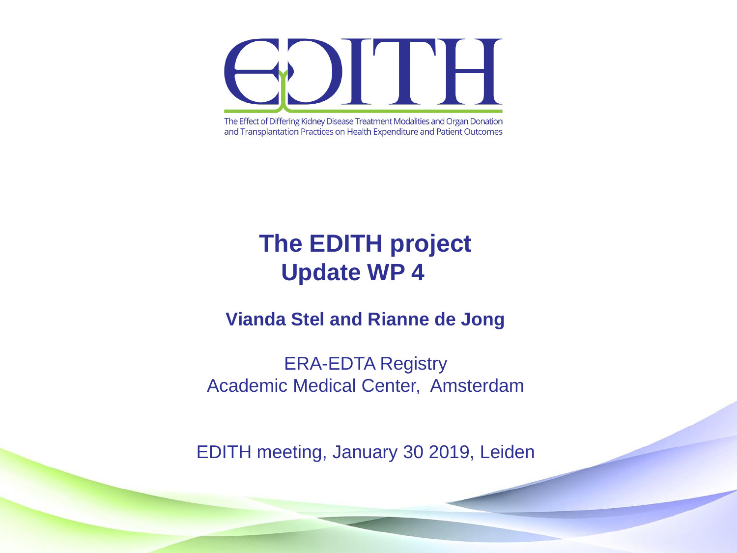# EDITH

The Effect of Differing Kidney Disease Treatment Modalities and Organ Donation and Transplantation Practices on Health Expenditure and Patient Outcomes

## The EDITH project
## Update WP 4

**Vianda Stel and Rianne de Jong**

ERA-EDTA Registry
Academic Medical Center, Amsterdam

EDITH meeting, January 30 2019, Leiden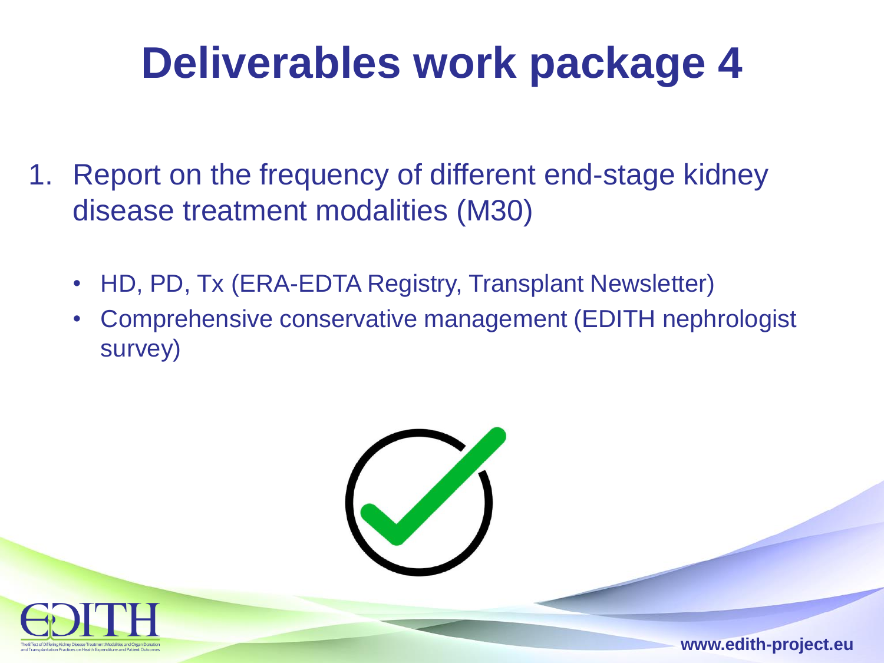# Deliverables work package 4

1. Report on the frequency of different end-stage kidney disease treatment modalities (M30)

   - HD, PD, Tx (ERA-EDTA Registry, Transplant Newsletter)
   - Comprehensive conservative management (EDITH nephrologist survey)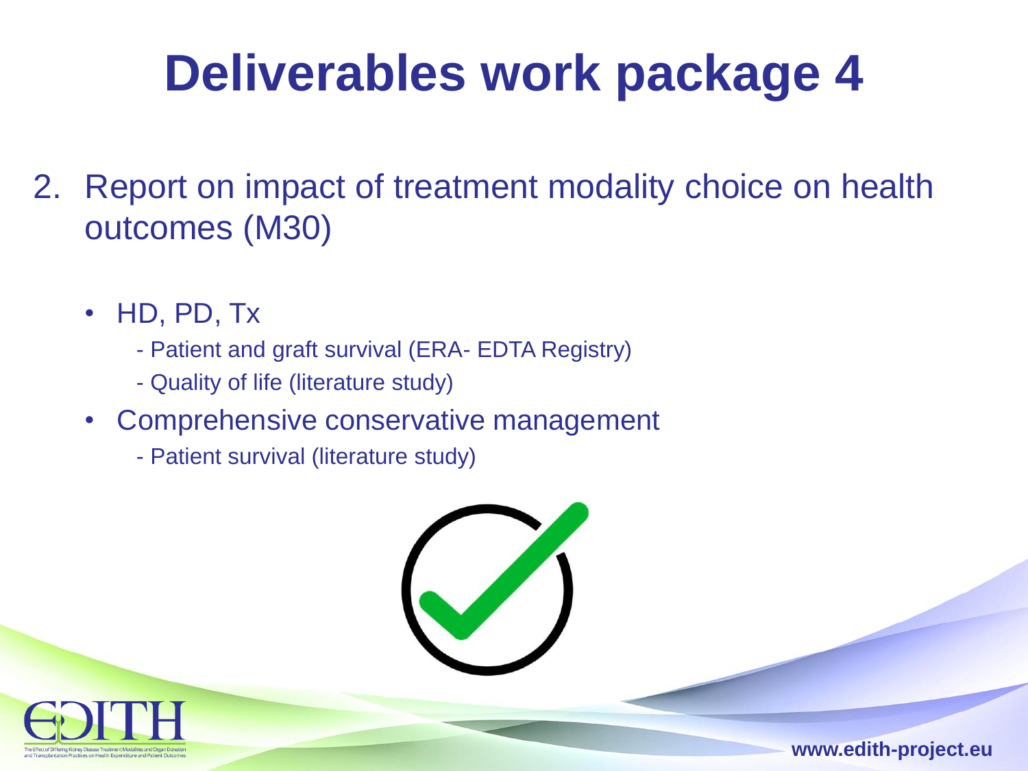# Deliverables work package 4

2. Report on impact of treatment modality choice on health outcomes (M30)

   - HD, PD, Tx
     - Patient and graft survival (ERA- EDTA Registry)
     - Quality of life (literature study)
   - Comprehensive conservative management
     - Patient survival (literature study)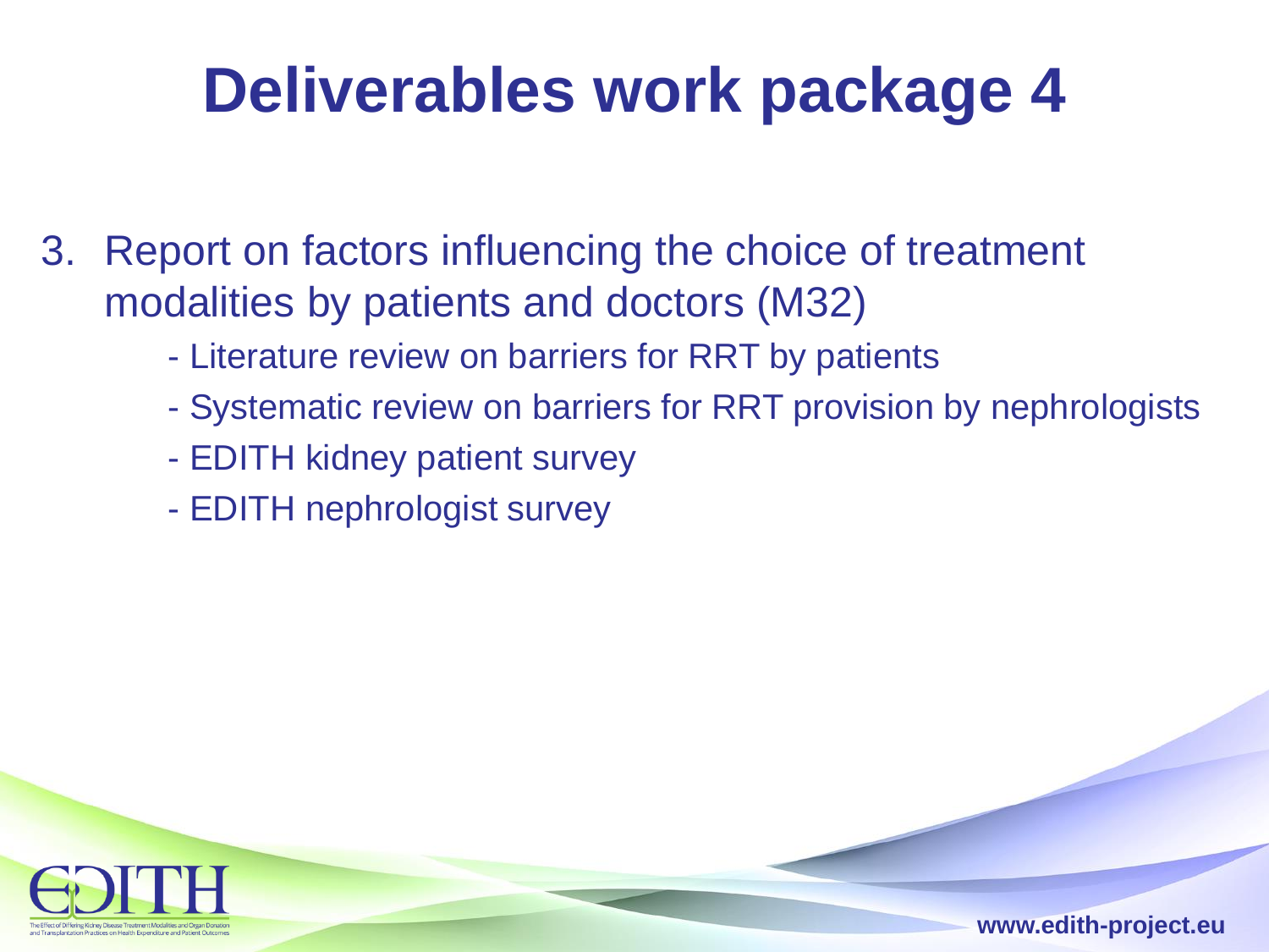# Deliverables work package 4

3. Report on factors influencing the choice of treatment modalities by patients and doctors (M32)
   - Literature review on barriers for RRT by patients
   - Systematic review on barriers for RRT provision by nephrologists
   - EDITH kidney patient survey
   - EDITH nephrologist survey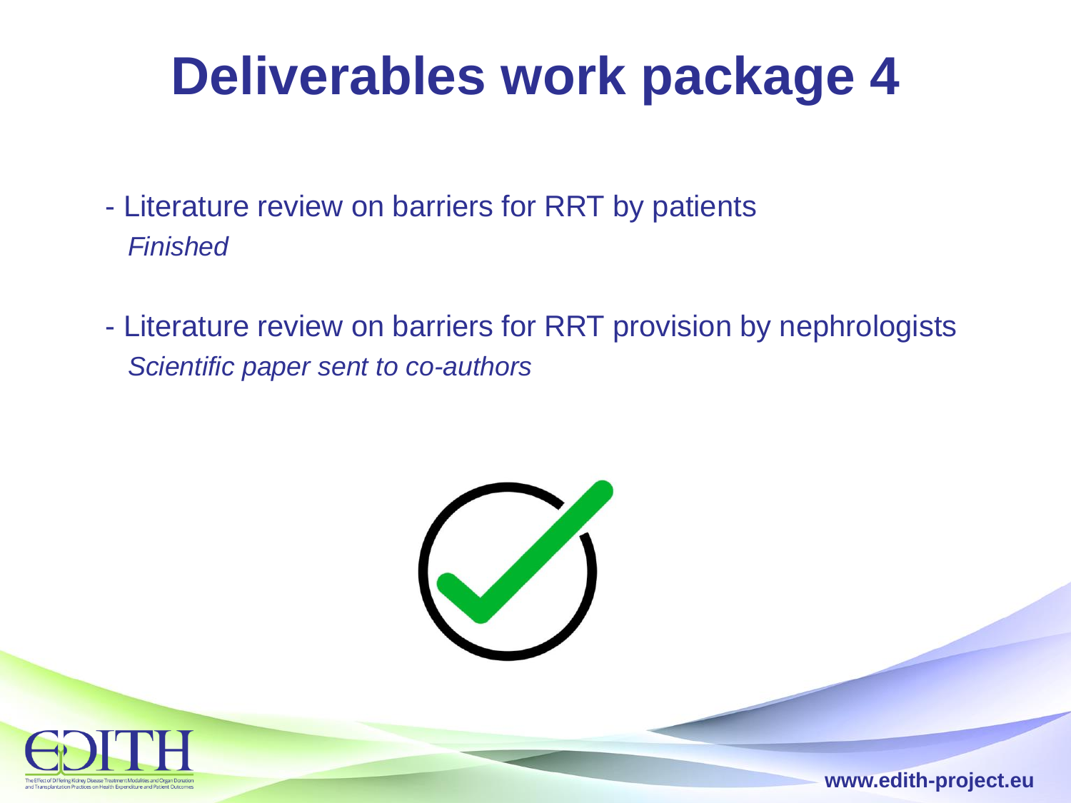# Deliverables work package 4

- Literature review on barriers for RRT by patients
  *Finished*

- Literature review on barriers for RRT provision by nephrologists
  *Scientific paper sent to co-authors*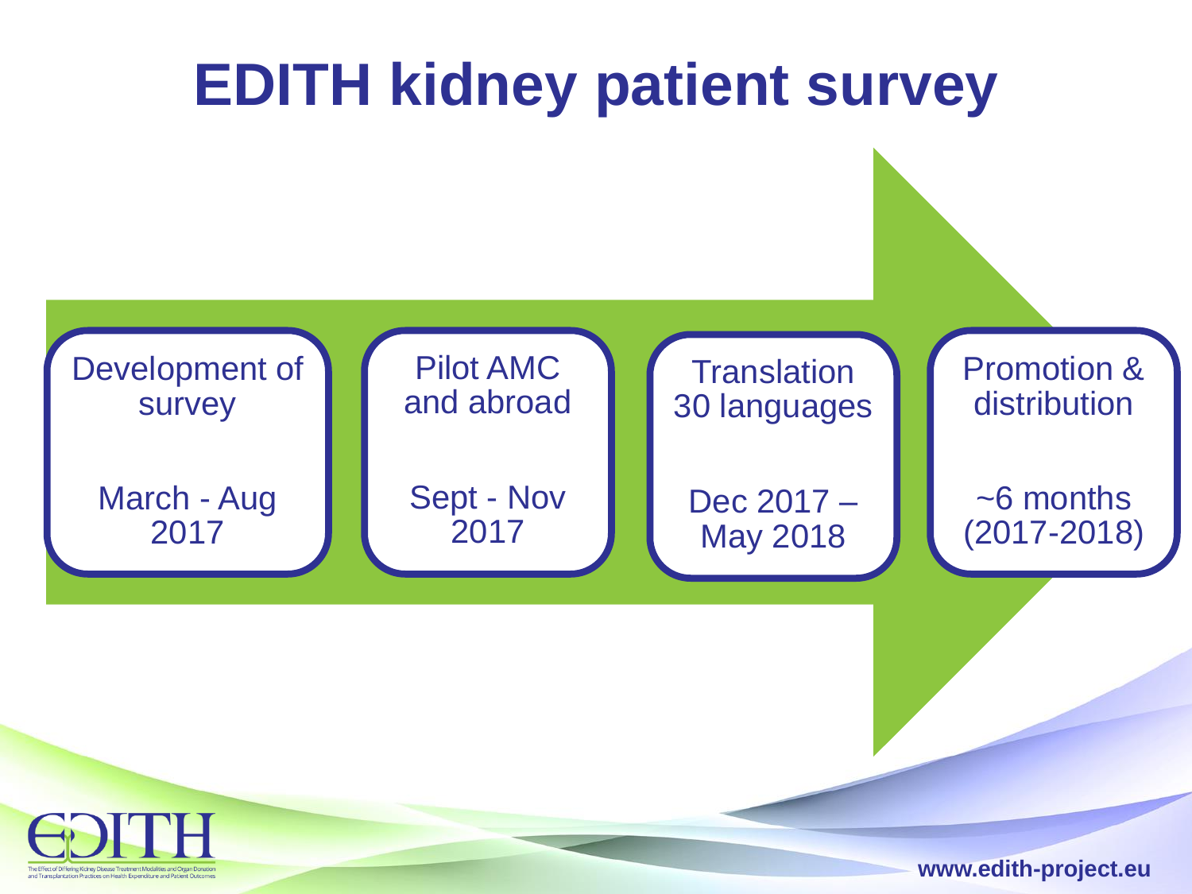# EDITH kidney patient survey

- **Development of survey** — March - Aug 2017
- **Pilot AMC and abroad** — Sept - Nov 2017
- **Translation 30 languages** — Dec 2017 – May 2018
- **Promotion & distribution** — ~6 months (2017-2018)

EDITH

The Effect of Differing Kidney Disease Treatment Modalities and Organ Donation and Transplantation Practices on Health Expenditure and Patient Outcomes

www.edith-project.eu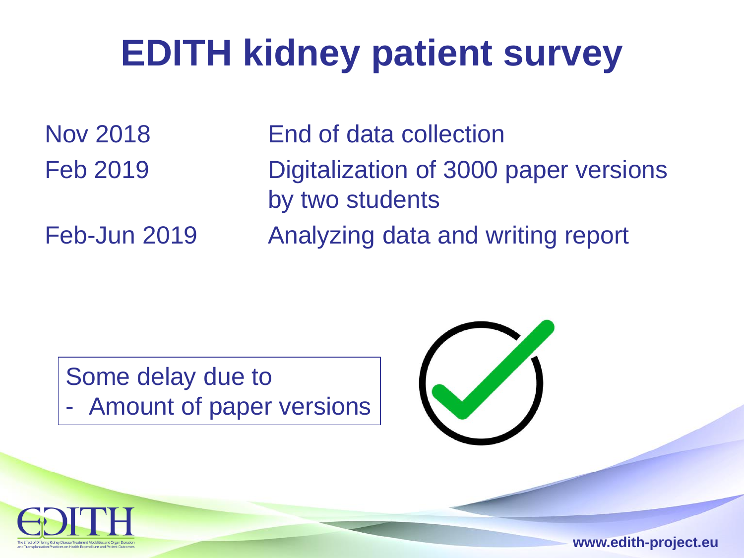# EDITH kidney patient survey

| | |
|---|---|
| Nov 2018 | End of data collection |
| Feb 2019 | Digitalization of 3000 paper versions by two students |
| Feb-Jun 2019 | Analyzing data and writing report |

Some delay due to
- Amount of paper versions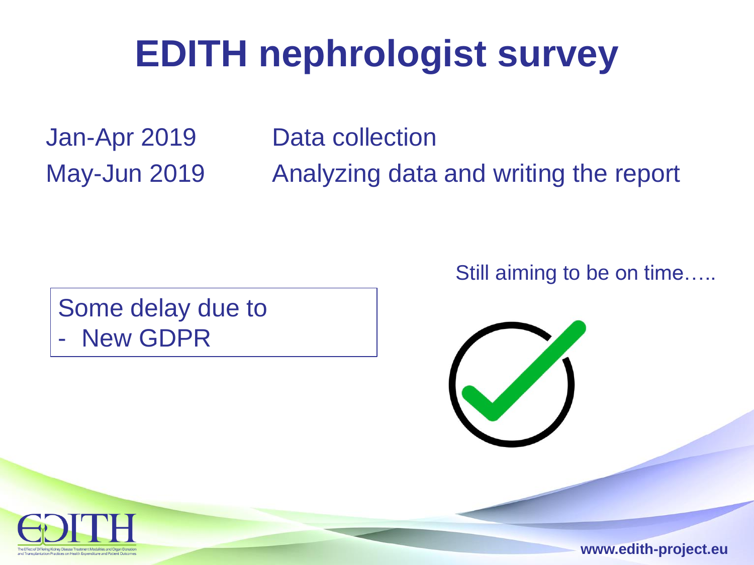# EDITH nephrologist survey

| | |
|---|---|
| Jan-Apr 2019 | Data collection |
| May-Jun 2019 | Analyzing data and writing the report |

Still aiming to be on time…..

Some delay due to
- New GDPR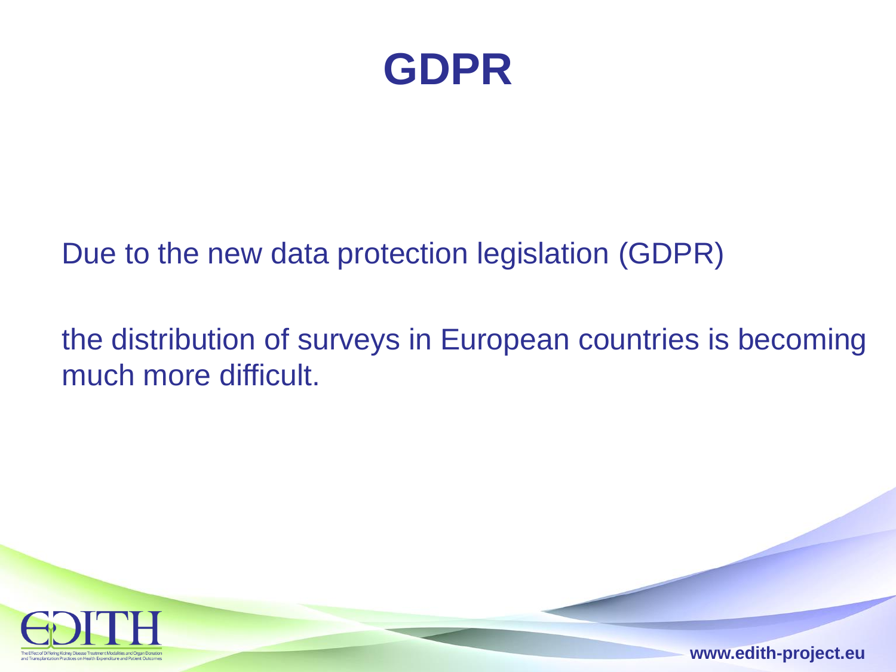# GDPR

Due to the new data protection legislation (GDPR)

the distribution of surveys in European countries is becoming much more difficult.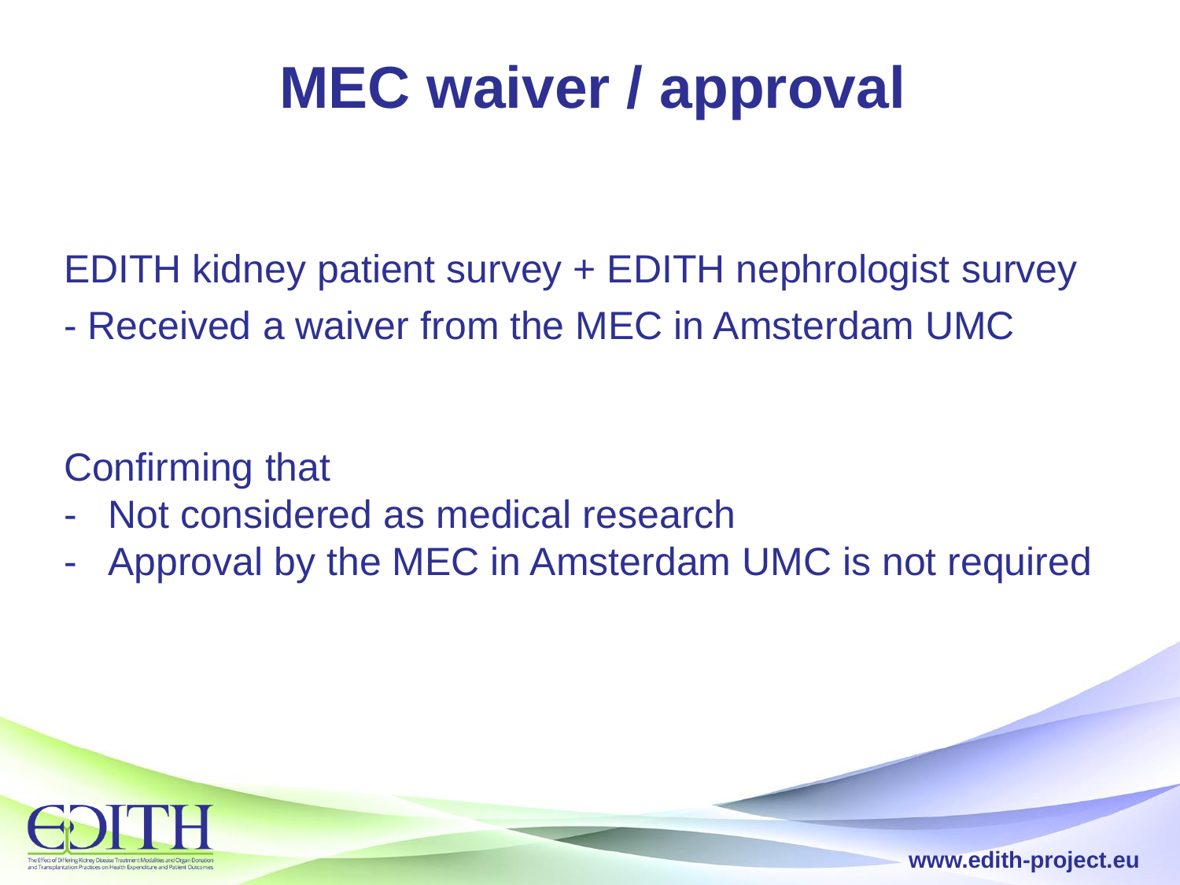# MEC waiver / approval

EDITH kidney patient survey + EDITH nephrologist survey

- Received a waiver from the MEC in Amsterdam UMC

Confirming that

- Not considered as medical research
- Approval by the MEC in Amsterdam UMC is not required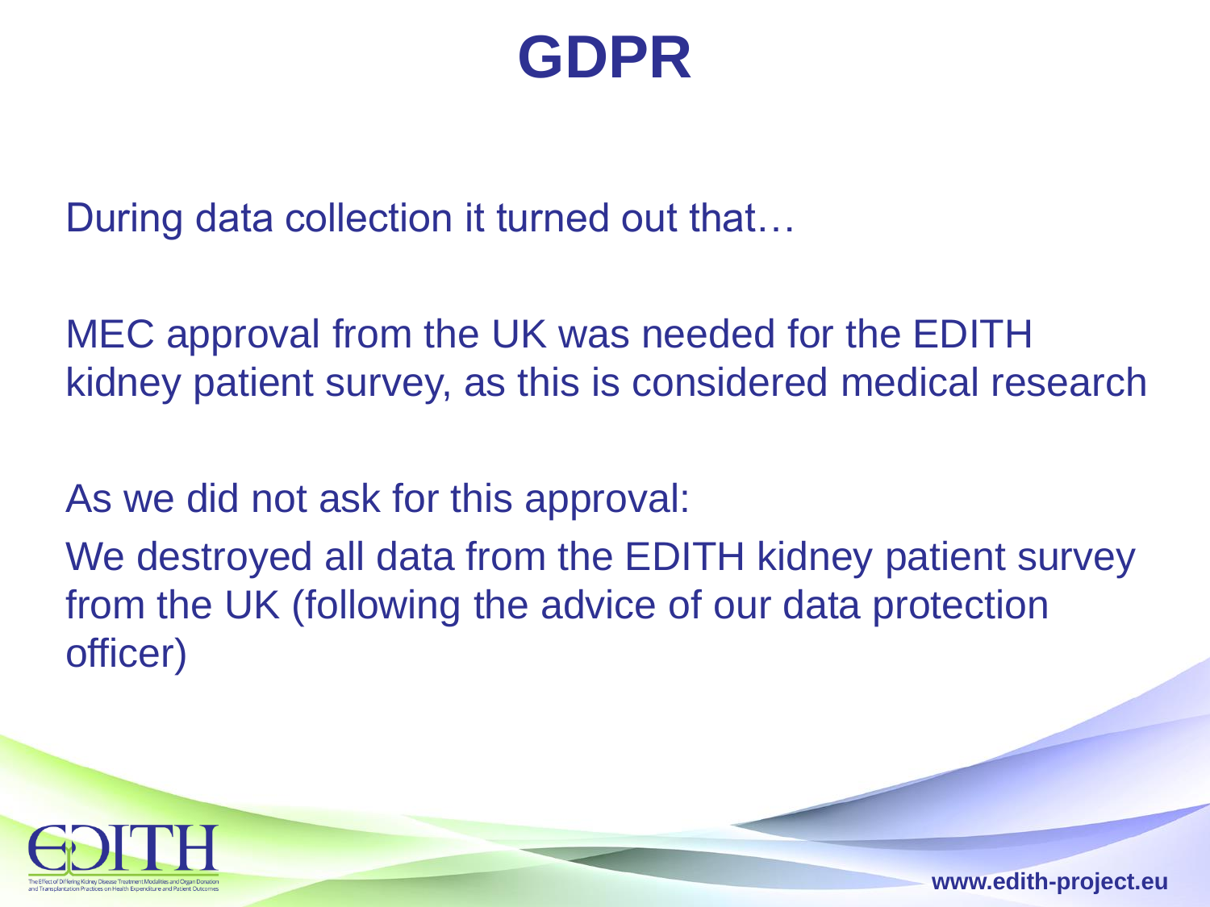# GDPR

During data collection it turned out that…

MEC approval from the UK was needed for the EDITH kidney patient survey, as this is considered medical research

As we did not ask for this approval:

We destroyed all data from the EDITH kidney patient survey from the UK (following the advice of our data protection officer)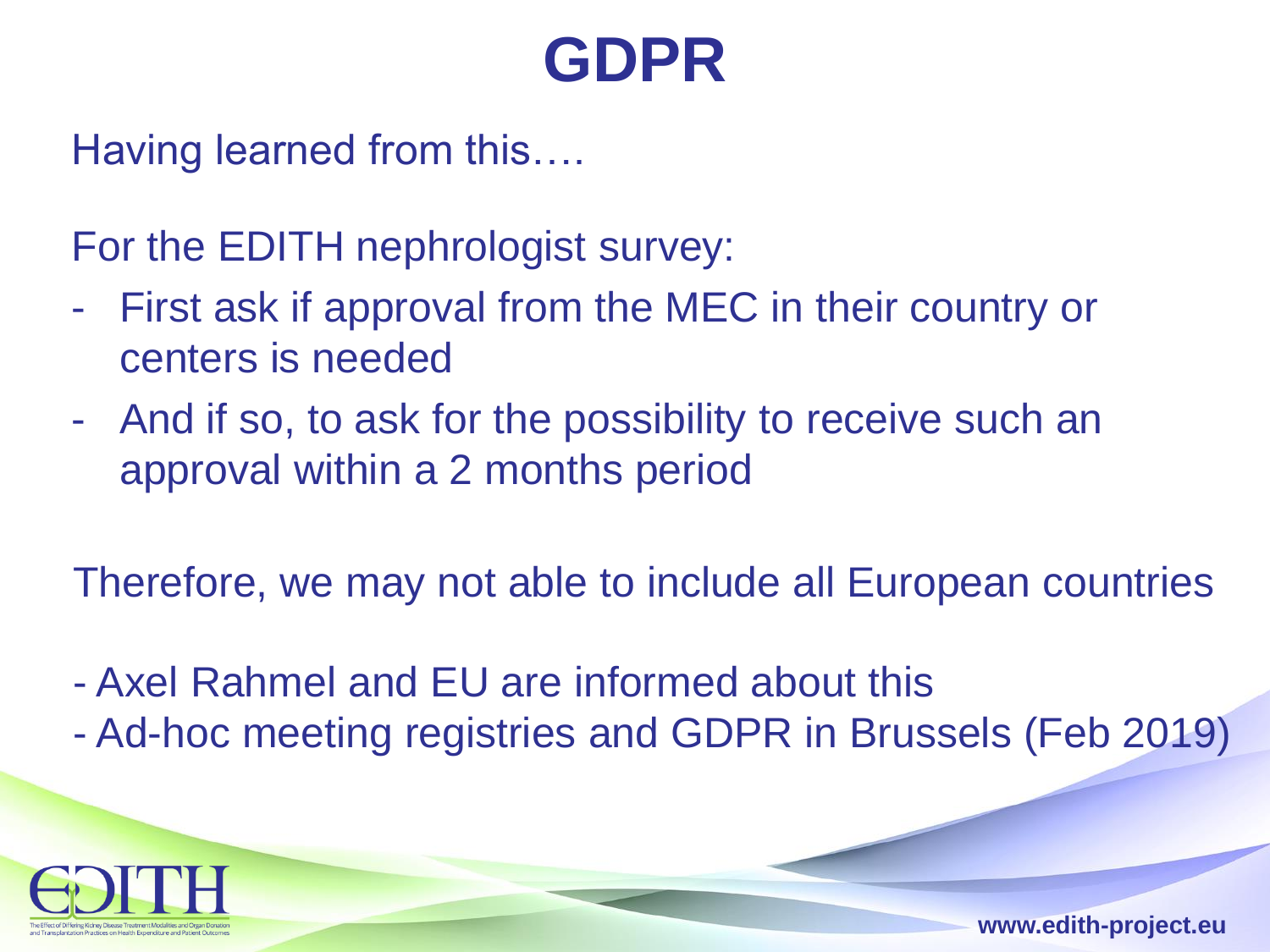# GDPR

Having learned from this….

For the EDITH nephrologist survey:

- First ask if approval from the MEC in their country or centers is needed
- And if so, to ask for the possibility to receive such an approval within a 2 months period

Therefore, we may not able to include all European countries

- Axel Rahmel and EU are informed about this
- Ad-hoc meeting registries and GDPR in Brussels (Feb 2019)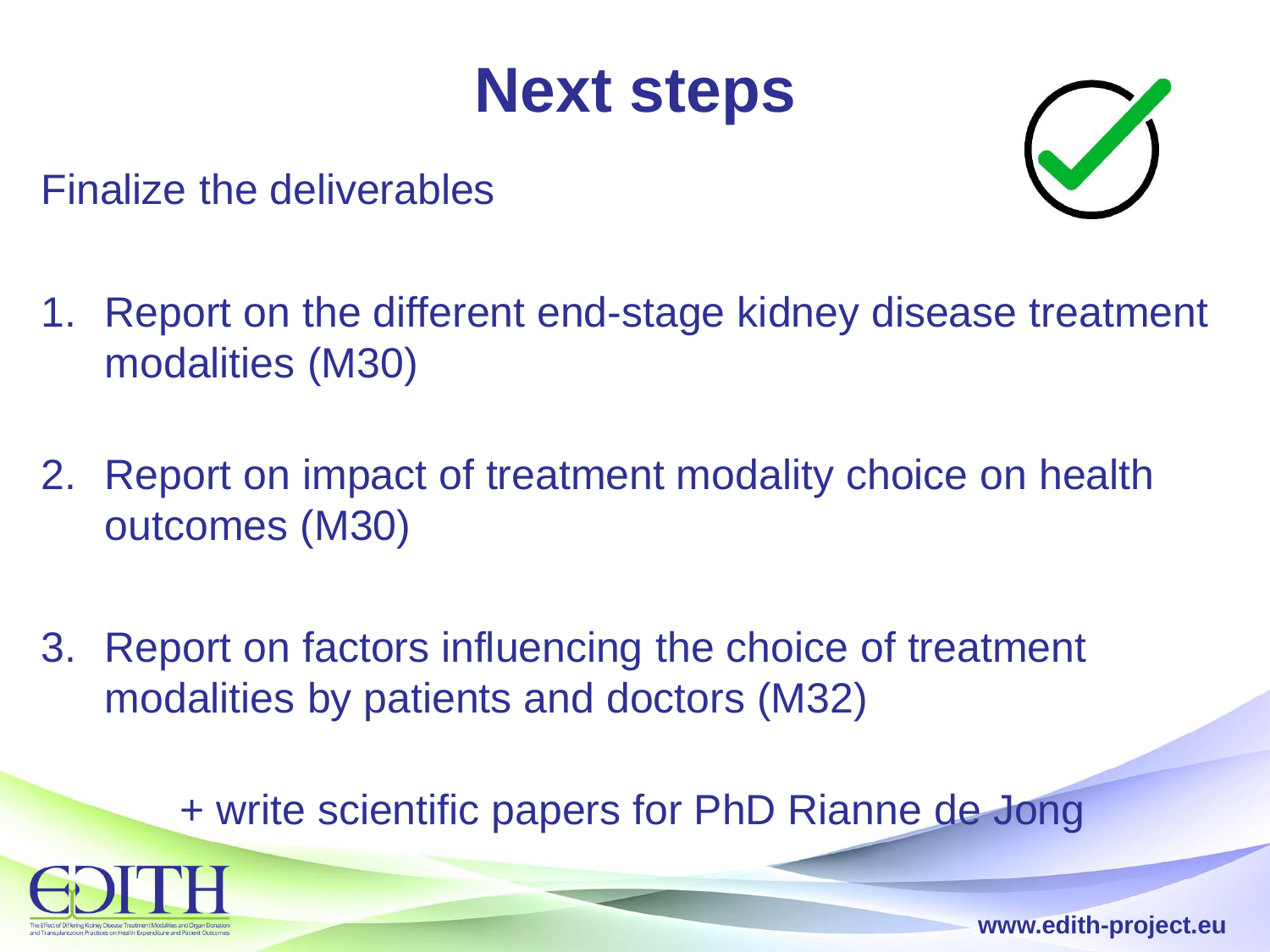# Next steps

Finalize the deliverables

1. Report on the different end-stage kidney disease treatment modalities (M30)

2. Report on impact of treatment modality choice on health outcomes (M30)

3. Report on factors influencing the choice of treatment modalities by patients and doctors (M32)

+ write scientific papers for PhD Rianne de Jong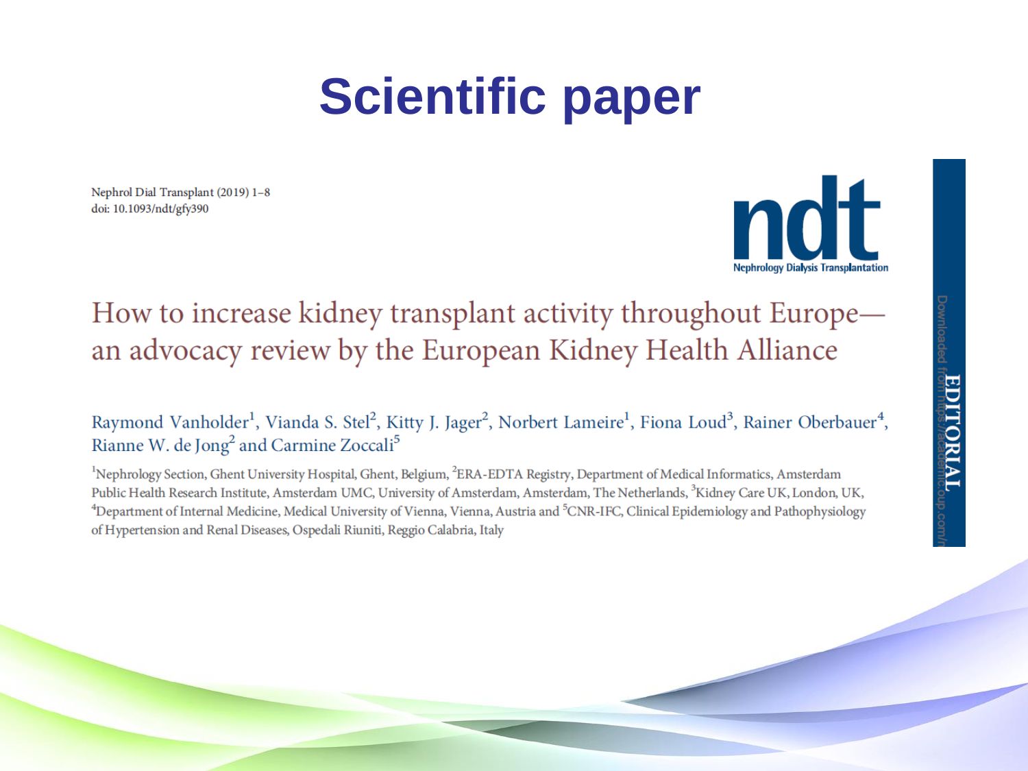# Scientific paper

Nephrol Dial Transplant (2019) 1–8
doi: 10.1093/ndt/gfy390

ndt
Nephrology Dialysis Transplantation

EDITORIAL

## How to increase kidney transplant activity throughout Europe—an advocacy review by the European Kidney Health Alliance

Raymond Vanholder[1], Vianda S. Stel[2], Kitty J. Jager[2], Norbert Lameire[1], Fiona Loud[3], Rainer Oberbauer[4], Rianne W. de Jong[2] and Carmine Zoccali[5]

[1]Nephrology Section, Ghent University Hospital, Ghent, Belgium, [2]ERA-EDTA Registry, Department of Medical Informatics, Amsterdam Public Health Research Institute, Amsterdam UMC, University of Amsterdam, Amsterdam, The Netherlands, [3]Kidney Care UK, London, UK, [4]Department of Internal Medicine, Medical University of Vienna, Vienna, Austria and [5]CNR-IFC, Clinical Epidemiology and Pathophysiology of Hypertension and Renal Diseases, Ospedali Riuniti, Reggio Calabria, Italy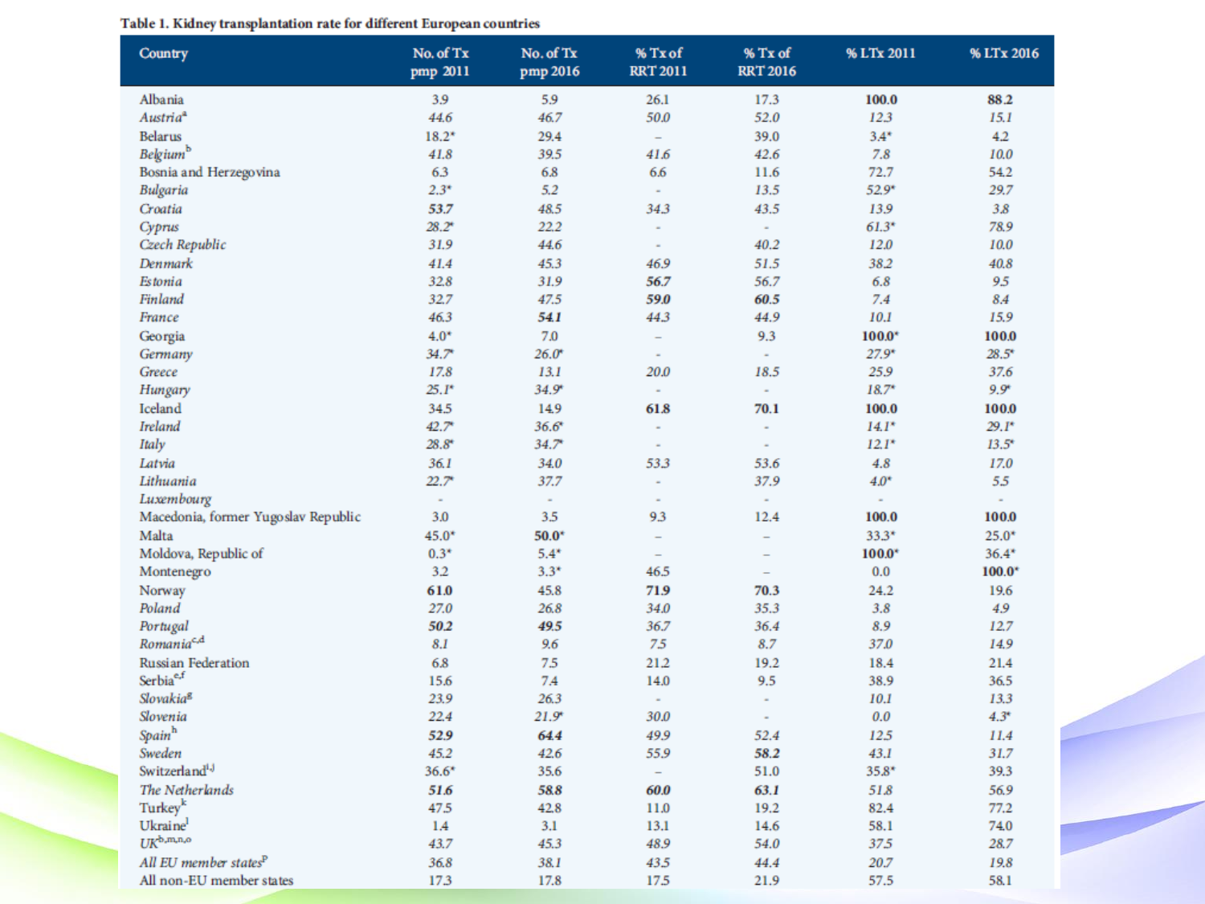**Table 1. Kidney transplantation rate for different European countries**

| Country | No. of Tx pmp 2011 | No. of Tx pmp 2016 | % Tx of RRT 2011 | % Tx of RRT 2016 | % LTx 2011 | % LTx 2016 |
|---|---|---|---|---|---|---|
| Albania | 3.9 | 5.9 | 26.1 | 17.3 | **100.0** | **88.2** |
| *Austria*[a] | *44.6* | *46.7* | *50.0* | *52.0* | *12.3* | *15.1* |
| Belarus | 18.2* | 29.4 | – | 39.0 | 3.4* | 4.2 |
| *Belgium*[b] | *41.8* | *39.5* | *41.6* | *42.6* | *7.8* | *10.0* |
| Bosnia and Herzegovina | 6.3 | 6.8 | 6.6 | 11.6 | 72.7 | 54.2 |
| *Bulgaria* | *2.3** | *5.2* | - | *13.5* | *52.9** | *29.7* |
| *Croatia* | ***53.7*** | *48.5* | *34.3* | *43.5* | *13.9* | *3.8* |
| *Cyprus* | *28.2** | *22.2* | - | - | *61.3** | *78.9* |
| *Czech Republic* | *31.9* | *44.6* | - | *40.2* | *12.0* | *10.0* |
| *Denmark* | *41.4* | *45.3* | *46.9* | *51.5* | *38.2* | *40.8* |
| *Estonia* | *32.8* | *31.9* | ***56.7*** | *56.7* | *6.8* | *9.5* |
| *Finland* | *32.7* | *47.5* | ***59.0*** | ***60.5*** | *7.4* | *8.4* |
| *France* | *46.3* | ***54.1*** | *44.3* | *44.9* | *10.1* | *15.9* |
| Georgia | 4.0* | 7.0 | – | 9.3 | **100.0*** | **100.0** |
| *Germany* | *34.7** | *26.0** | - | - | *27.9** | *28.5** |
| *Greece* | *17.8* | *13.1* | *20.0* | *18.5* | *25.9* | *37.6* |
| *Hungary* | *25.1** | *34.9** | - | - | *18.7** | *9.9** |
| Iceland | 34.5 | 14.9 | **61.8** | **70.1** | **100.0** | **100.0** |
| *Ireland* | *42.7** | *36.6** | - | - | *14.1** | *29.1** |
| *Italy* | *28.8** | *34.7** | - | - | *12.1** | *13.5** |
| *Latvia* | *36.1* | *34.0* | *53.3* | *53.6* | *4.8* | *17.0* |
| *Lithuania* | *22.7** | *37.7* | - | *37.9* | *4.0** | *5.5* |
| *Luxembourg* | - | - | - | - | - | - |
| Macedonia, former Yugoslav Republic | 3.0 | 3.5 | 9.3 | 12.4 | **100.0** | **100.0** |
| Malta | 45.0* | **50.0*** | – | – | 33.3* | 25.0* |
| Moldova, Republic of | 0.3* | 5.4* | – | – | **100.0*** | 36.4* |
| Montenegro | 3.2 | 3.3* | 46.5 | – | 0.0 | **100.0*** |
| Norway | **61.0** | 45.8 | **71.9** | **70.3** | 24.2 | 19.6 |
| *Poland* | *27.0* | *26.8* | *34.0* | *35.3* | *3.8* | *4.9* |
| *Portugal* | ***50.2*** | ***49.5*** | *36.7* | *36.4* | *8.9* | *12.7* |
| *Romania*[c,d] | *8.1* | *9.6* | *7.5* | *8.7* | *37.0* | *14.9* |
| Russian Federation | 6.8 | 7.5 | 21.2 | 19.2 | 18.4 | 21.4 |
| Serbia[e,f] | 15.6 | 7.4 | 14.0 | 9.5 | 38.9 | 36.5 |
| *Slovakia*[g] | *23.9* | *26.3* | - | - | *10.1* | *13.3* |
| *Slovenia* | *22.4* | *21.9** | *30.0* | - | *0.0* | *4.3** |
| *Spain*[h] | ***52.9*** | ***64.4*** | *49.9* | *52.4* | *12.5* | *11.4* |
| *Sweden* | *45.2* | *42.6* | *55.9* | ***58.2*** | *43.1* | *31.7* |
| Switzerland[i,j] | 36.6* | 35.6 | – | 51.0 | 35.8* | 39.3 |
| *The Netherlands* | ***51.6*** | ***58.8*** | ***60.0*** | ***63.1*** | *51.8* | *56.9* |
| Turkey[k] | 47.5 | 42.8 | 11.0 | 19.2 | 82.4 | 77.2 |
| Ukraine[l] | 1.4 | 3.1 | 13.1 | 14.6 | 58.1 | 74.0 |
| *UK*[b,m,n,o] | *43.7* | *45.3* | *48.9* | *54.0* | *37.5* | *28.7* |
| *All EU member states*[p] | *36.8* | *38.1* | *43.5* | *44.4* | *20.7* | *19.8* |
| All non-EU member states | 17.3 | 17.8 | 17.5 | 21.9 | 57.5 | 58.1 |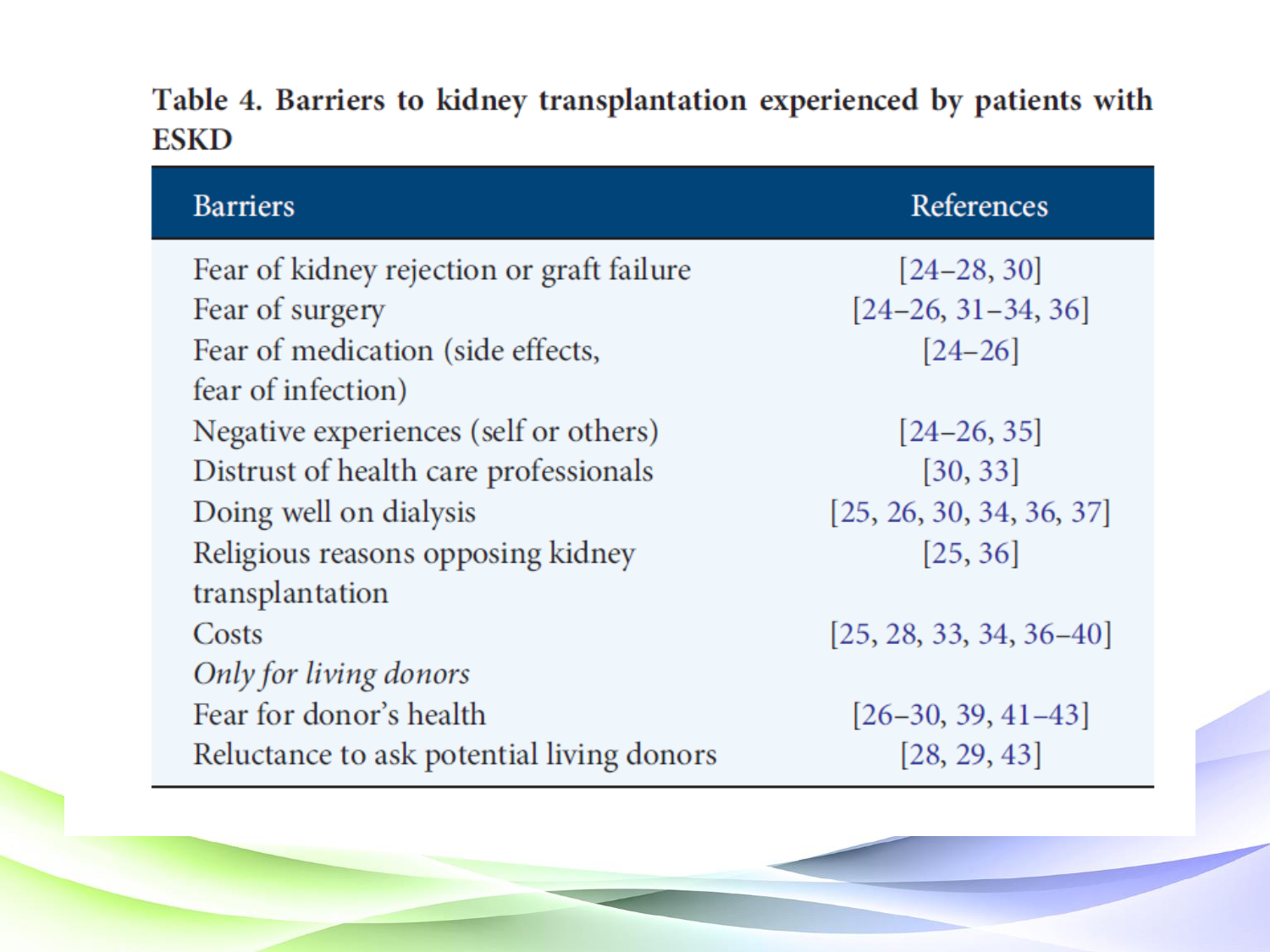**Table 4. Barriers to kidney transplantation experienced by patients with ESKD**

| Barriers | References |
|---|---|
| Fear of kidney rejection or graft failure | [24–28, 30] |
| Fear of surgery | [24–26, 31–34, 36] |
| Fear of medication (side effects, fear of infection) | [24–26] |
| Negative experiences (self or others) | [24–26, 35] |
| Distrust of health care professionals | [30, 33] |
| Doing well on dialysis | [25, 26, 30, 34, 36, 37] |
| Religious reasons opposing kidney transplantation | [25, 36] |
| Costs | [25, 28, 33, 34, 36–40] |
| *Only for living donors* | |
| Fear for donor's health | [26–30, 39, 41–43] |
| Reluctance to ask potential living donors | [28, 29, 43] |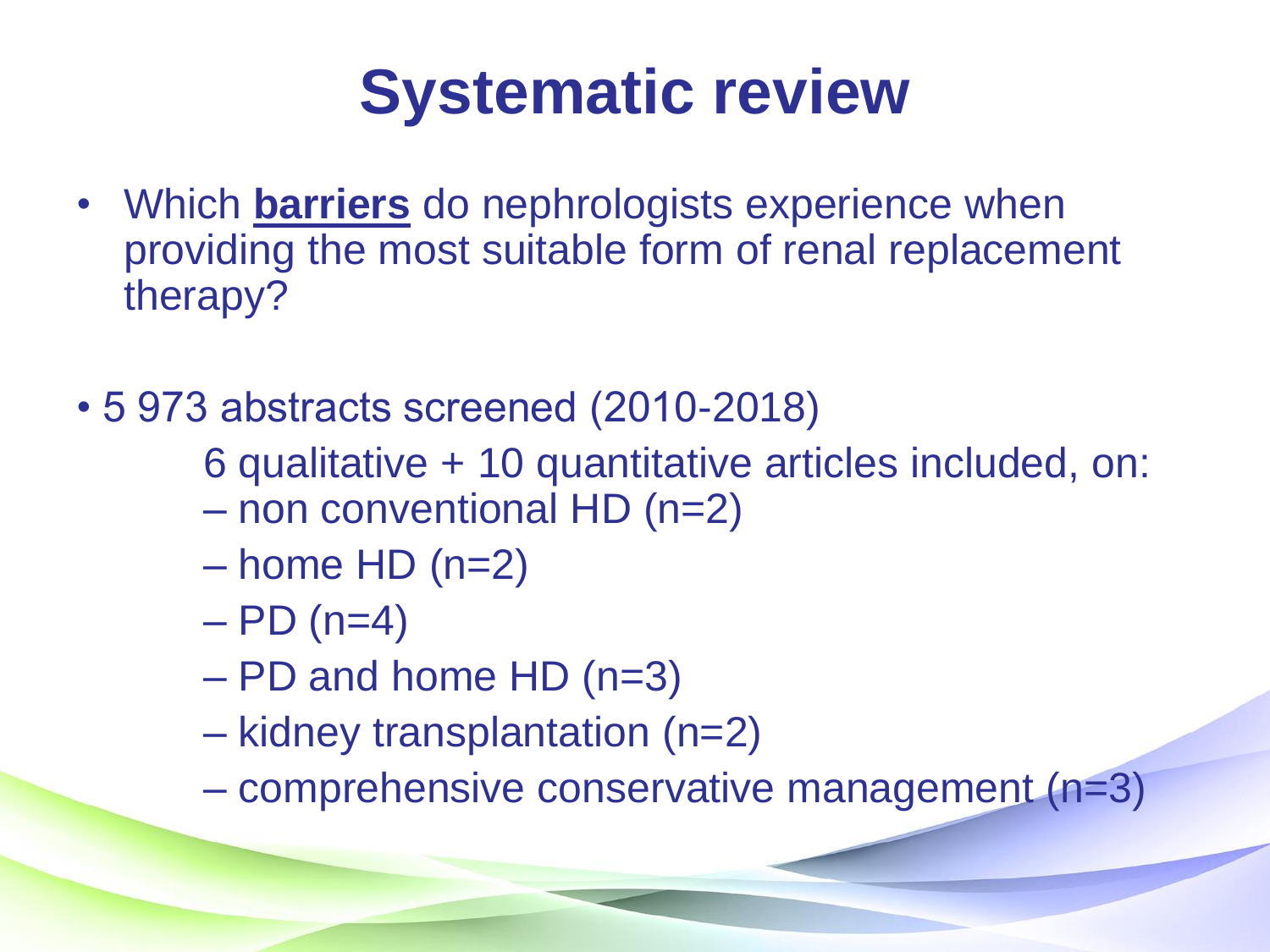# Systematic review

- Which **barriers** do nephrologists experience when providing the most suitable form of renal replacement therapy?

- 5 973 abstracts screened (2010-2018)

  6 qualitative + 10 quantitative articles included, on:
  - non conventional HD (n=2)
  - home HD (n=2)
  - PD (n=4)
  - PD and home HD (n=3)
  - kidney transplantation (n=2)
  - comprehensive conservative management (n=3)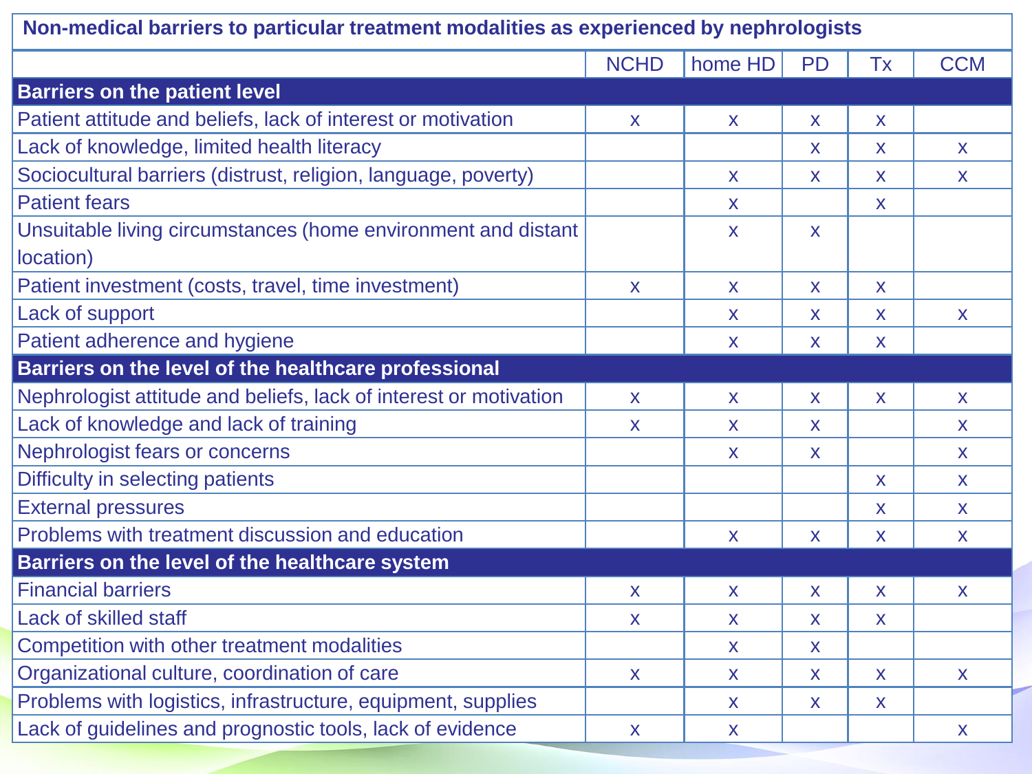| Non-medical barriers to particular treatment modalities as experienced by nephrologists | | | | | |
|---|---|---|---|---|---|
| | NCHD | home HD | PD | Tx | CCM |
| **Barriers on the patient level** | | | | | |
| Patient attitude and beliefs, lack of interest or motivation | x | x | x | x | |
| Lack of knowledge, limited health literacy | | | x | x | x |
| Sociocultural barriers (distrust, religion, language, poverty) | | x | x | x | x |
| Patient fears | | x | | x | |
| Unsuitable living circumstances (home environment and distant location) | | x | x | | |
| Patient investment (costs, travel, time investment) | x | x | x | x | |
| Lack of support | | x | x | x | x |
| Patient adherence and hygiene | | x | x | x | |
| **Barriers on the level of the healthcare professional** | | | | | |
| Nephrologist attitude and beliefs, lack of interest or motivation | x | x | x | x | x |
| Lack of knowledge and lack of training | x | x | x | | x |
| Nephrologist fears or concerns | | x | x | | x |
| Difficulty in selecting patients | | | | x | x |
| External pressures | | | | x | x |
| Problems with treatment discussion and education | | x | x | x | x |
| **Barriers on the level of the healthcare system** | | | | | |
| Financial barriers | x | x | x | x | x |
| Lack of skilled staff | x | x | x | x | |
| Competition with other treatment modalities | | x | x | | |
| Organizational culture, coordination of care | x | x | x | x | x |
| Problems with logistics, infrastructure, equipment, supplies | | x | x | x | |
| Lack of guidelines and prognostic tools, lack of evidence | x | x | | | x |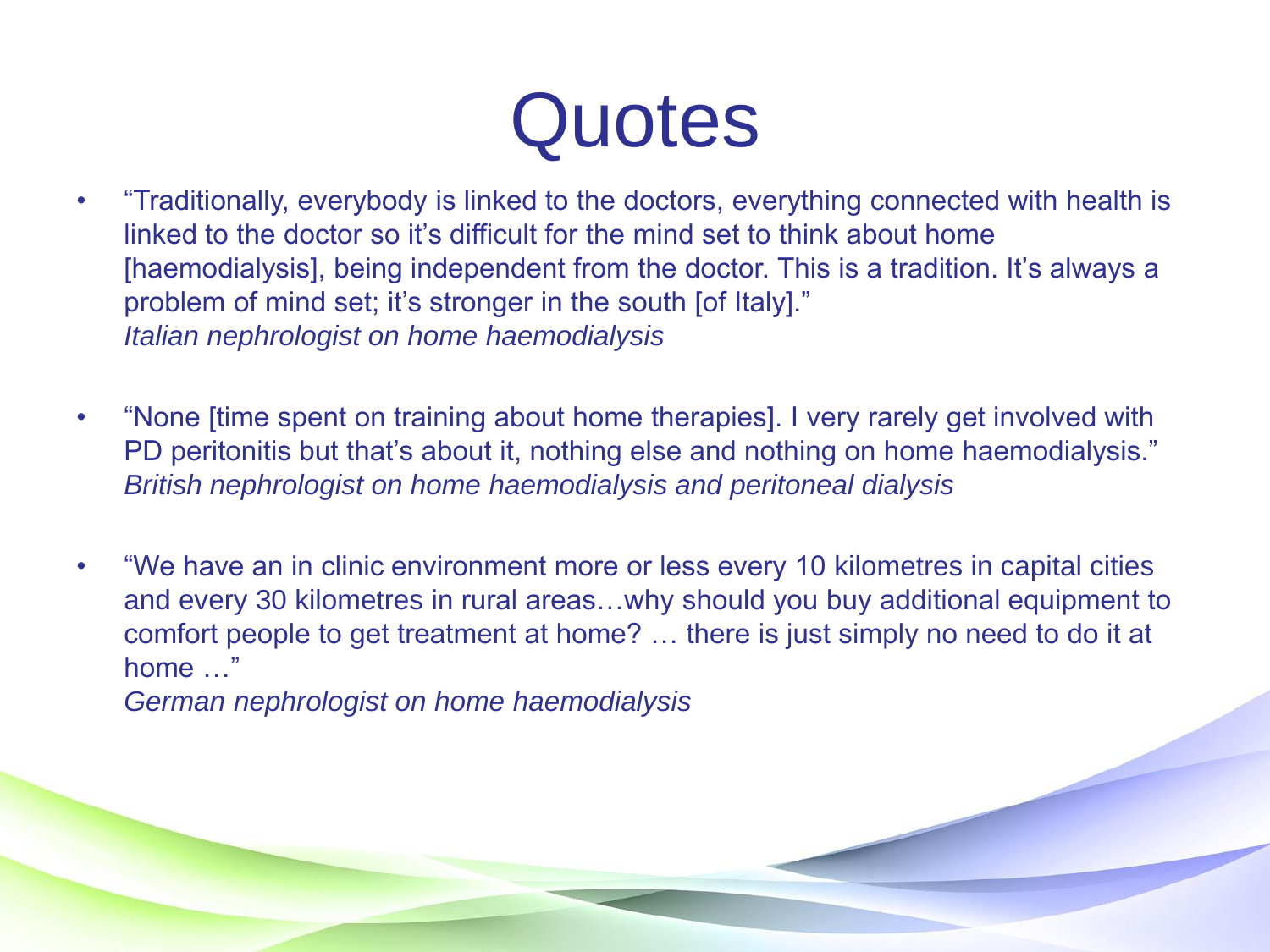# Quotes

- "Traditionally, everybody is linked to the doctors, everything connected with health is linked to the doctor so it's difficult for the mind set to think about home [haemodialysis], being independent from the doctor. This is a tradition. It's always a problem of mind set; it's stronger in the south [of Italy]."
  *Italian nephrologist on home haemodialysis*

- "None [time spent on training about home therapies]. I very rarely get involved with PD peritonitis but that's about it, nothing else and nothing on home haemodialysis."
  *British nephrologist on home haemodialysis and peritoneal dialysis*

- "We have an in clinic environment more or less every 10 kilometres in capital cities and every 30 kilometres in rural areas…why should you buy additional equipment to comfort people to get treatment at home? … there is just simply no need to do it at home …"
  *German nephrologist on home haemodialysis*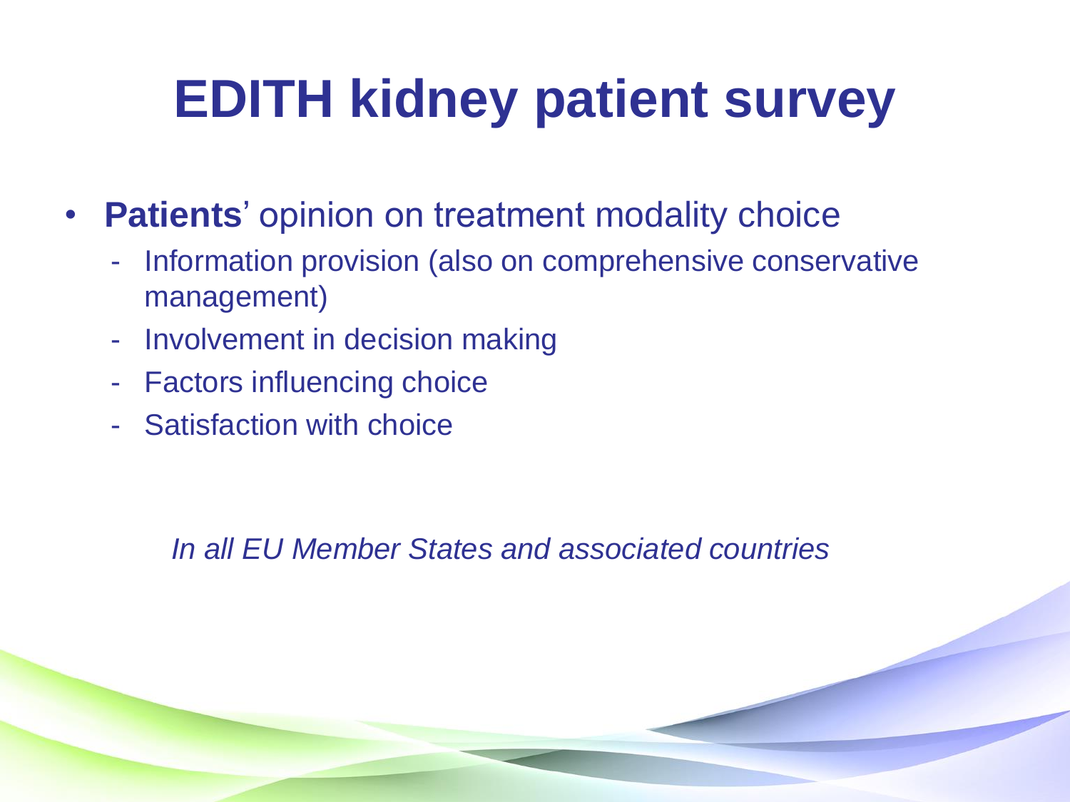# EDITH kidney patient survey

- **Patients**' opinion on treatment modality choice
  - Information provision (also on comprehensive conservative management)
  - Involvement in decision making
  - Factors influencing choice
  - Satisfaction with choice

*In all EU Member States and associated countries*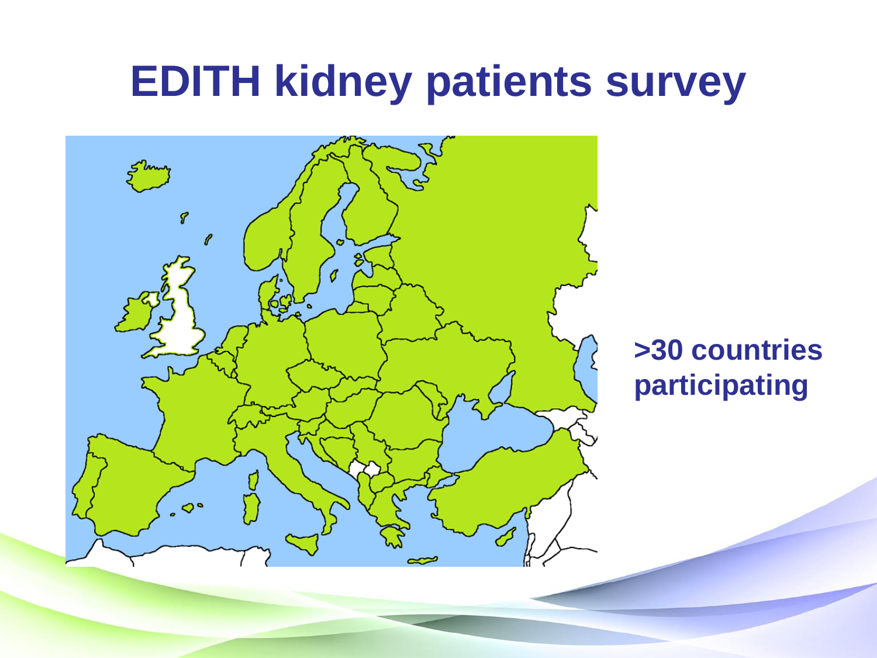# EDITH kidney patients survey

**>30 countries participating**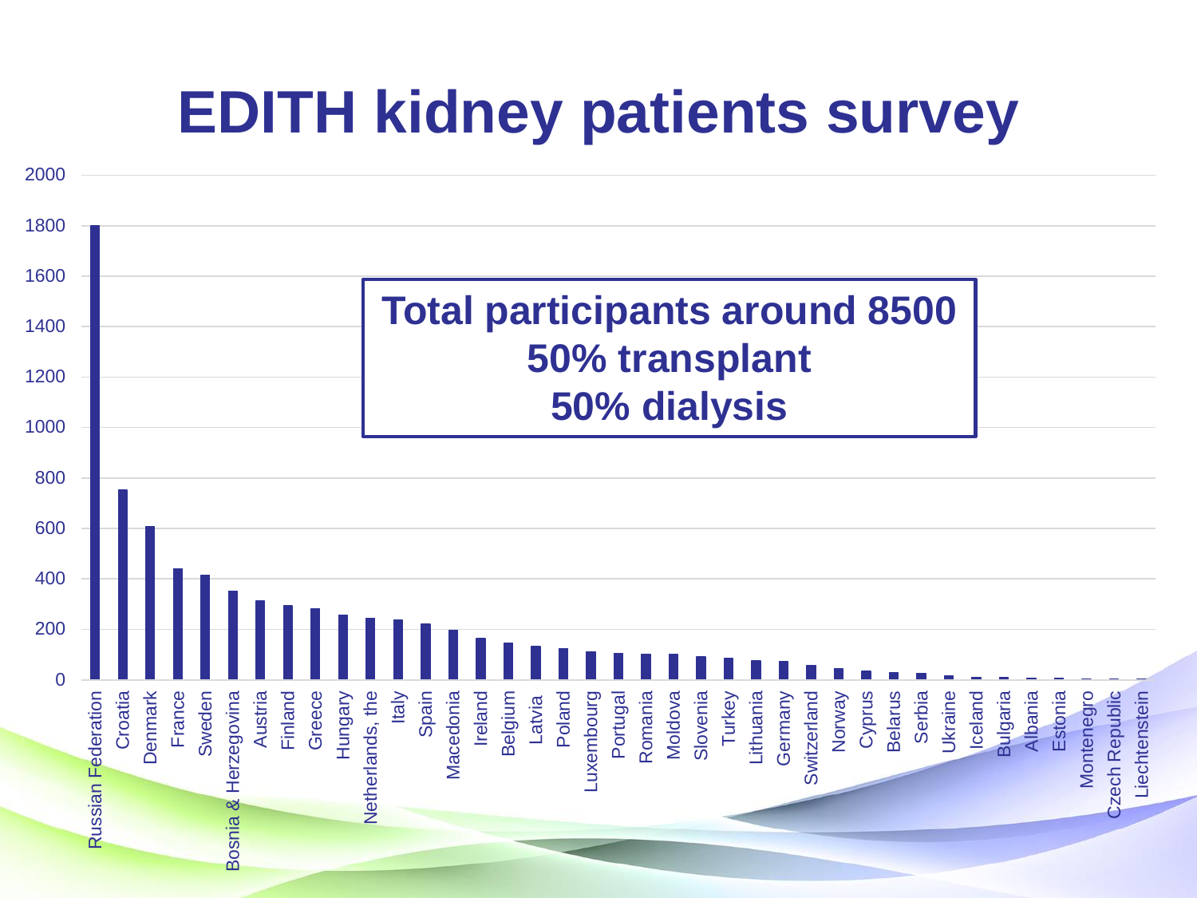# EDITH kidney patients survey

**Total participants around 8500**
**50% transplant**
**50% dialysis**

| Country | Participants (approx.) |
|---|---|
| Russian Federation | 1800 |
| Croatia | 755 |
| Denmark | 610 |
| France | 440 |
| Sweden | 415 |
| Bosnia & Herzegovina | 350 |
| Austria | 315 |
| Finland | 295 |
| Greece | 280 |
| Hungary | 255 |
| Netherlands, the | 245 |
| Italy | 235 |
| Spain | 220 |
| Macedonia | 195 |
| Ireland | 165 |
| Belgium | 145 |
| Latvia | 130 |
| Poland | 120 |
| Luxembourg | 110 |
| Portugal | 105 |
| Romania | 100 |
| Moldova | 100 |
| Slovenia | 90 |
| Turkey | 85 |
| Lithuania | 75 |
| Germany | 70 |
| Switzerland | 55 |
| Norway | 45 |
| Cyprus | 35 |
| Belarus | 30 |
| Serbia | 25 |
| Ukraine | 15 |
| Iceland | 10 |
| Bulgaria | 10 |
| Albania | 5 |
| Estonia | 5 |
| Montenegro | 3 |
| Czech Republic | 2 |
| Liechtenstein | 2 |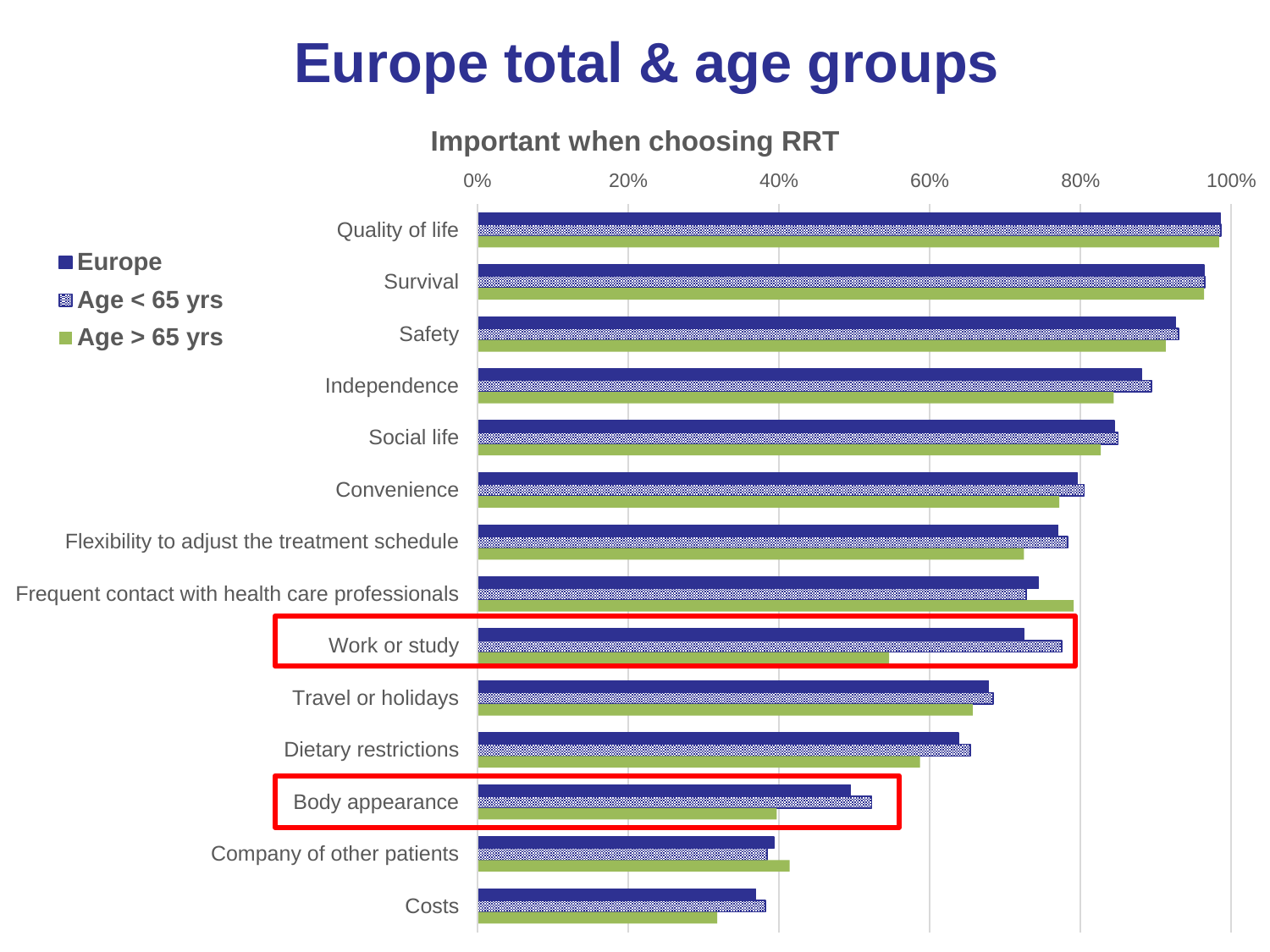# Europe total & age groups

**Important when choosing RRT**

- Europe
- Age < 65 yrs
- Age > 65 yrs

Quality of life
Survival
Safety
Independence
Social life
Convenience
Flexibility to adjust the treatment schedule
Frequent contact with health care professionals
Work or study
Travel or holidays
Dietary restrictions
Body appearance
Company of other patients
Costs

0% 20% 40% 60% 80% 100%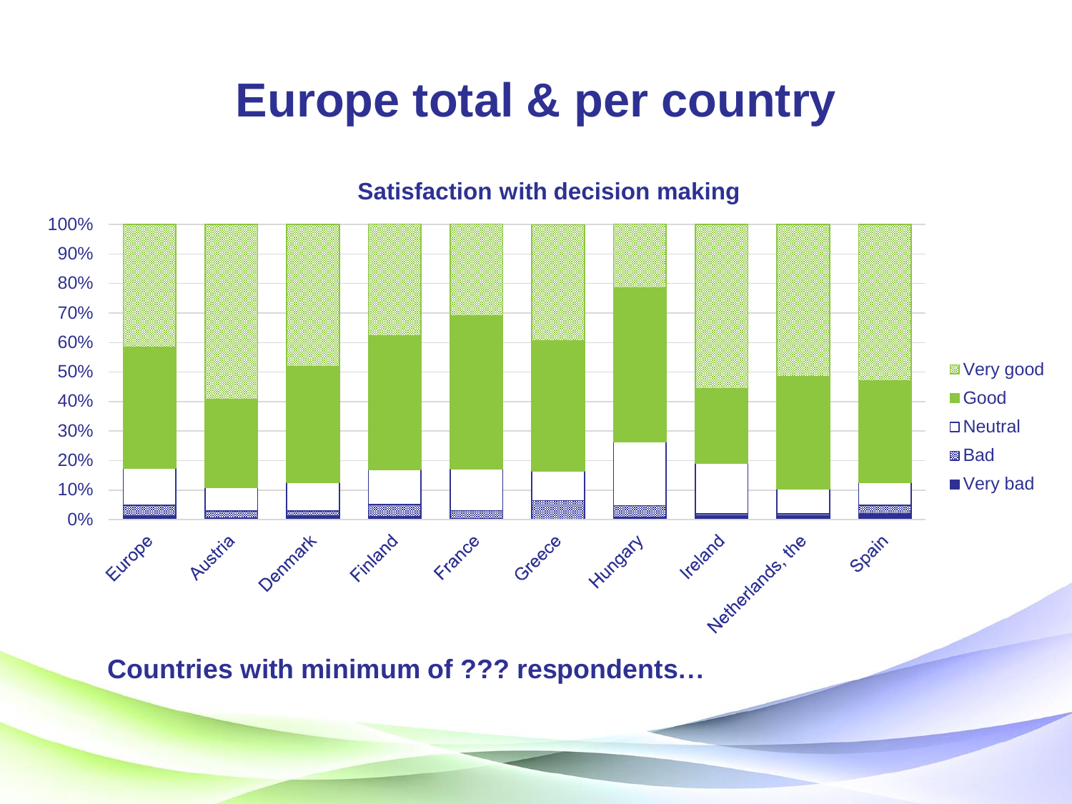# Europe total & per country

**Satisfaction with decision making**

**Countries with minimum of ??? respondents…**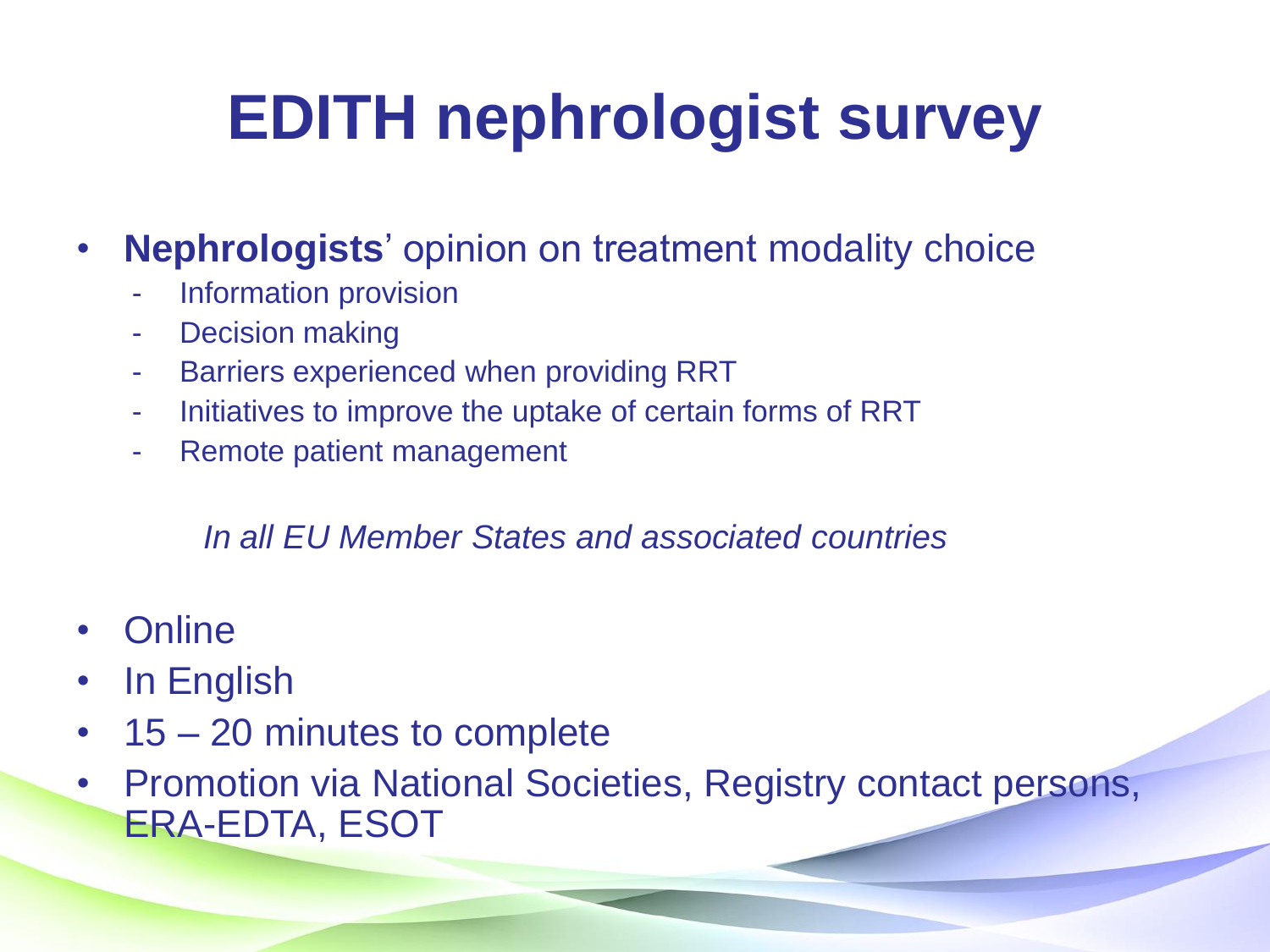# EDITH nephrologist survey

- **Nephrologists**' opinion on treatment modality choice
  - Information provision
  - Decision making
  - Barriers experienced when providing RRT
  - Initiatives to improve the uptake of certain forms of RRT
  - Remote patient management

*In all EU Member States and associated countries*

- Online
- In English
- 15 – 20 minutes to complete
- Promotion via National Societies, Registry contact persons, ERA-EDTA, ESOT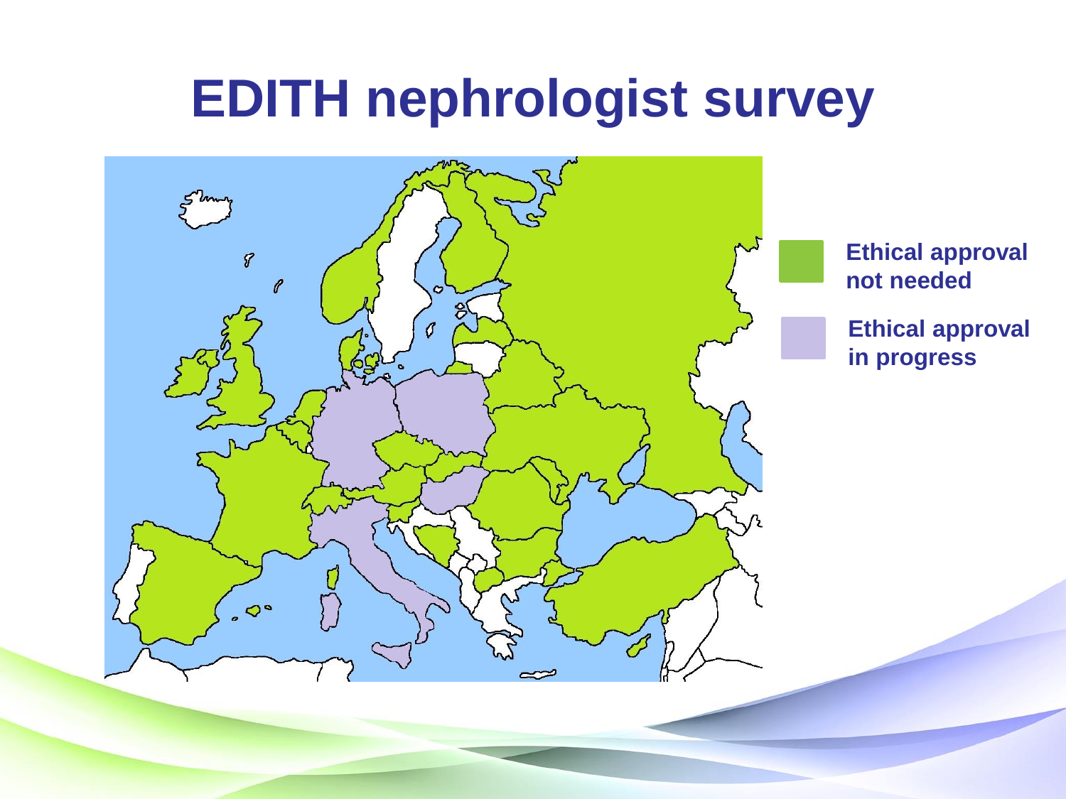# EDITH nephrologist survey

Ethical approval not needed

Ethical approval in progress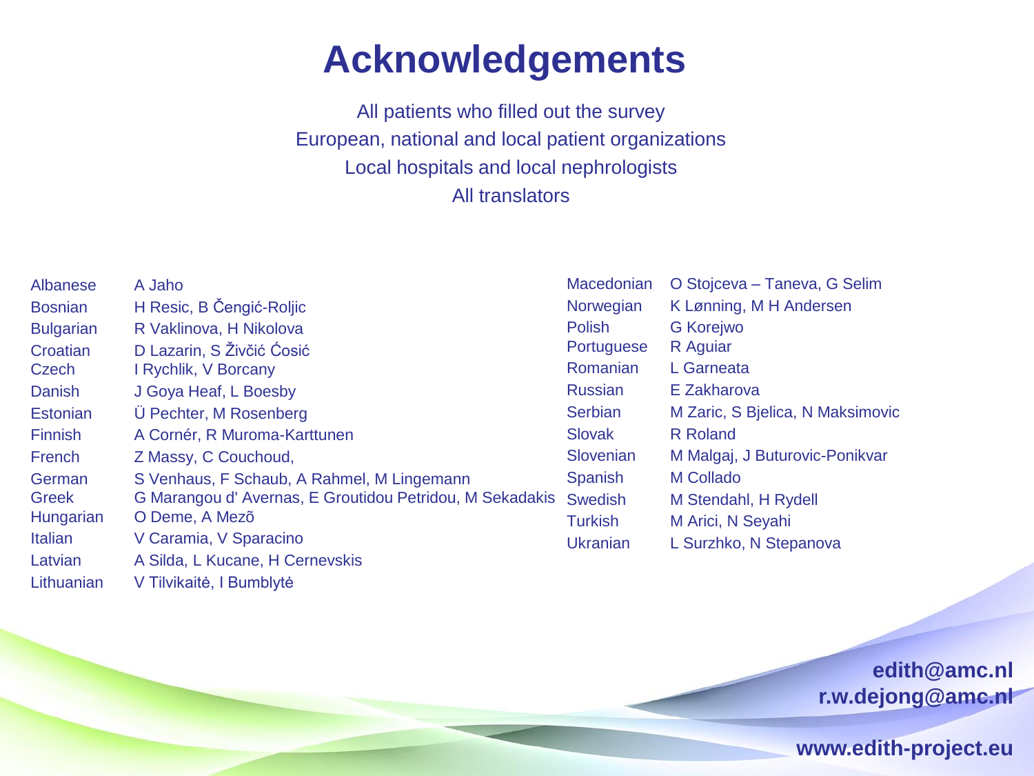# Acknowledgements

All patients who filled out the survey
European, national and local patient organizations
Local hospitals and local nephrologists
All translators

| | |
|---|---|
| Albanese | A Jaho |
| Bosnian | H Resic, B Čengić-Roljic |
| Bulgarian | R Vaklinova, H Nikolova |
| Croatian | D Lazarin, S Živčić Ćosić |
| Czech | I Rychlik, V Borcany |
| Danish | J Goya Heaf, L Boesby |
| Estonian | Ü Pechter, M Rosenberg |
| Finnish | A Cornér, R Muroma-Karttunen |
| French | Z Massy, C Couchoud, |
| German | S Venhaus, F Schaub, A Rahmel, M Lingemann |
| Greek | G Marangou d' Avernas, E Groutidou Petridou, M Sekadakis |
| Hungarian | O Deme, A Mezõ |
| Italian | V Caramia, V Sparacino |
| Latvian | A Silda, L Kucane, H Cernevskis |
| Lithuanian | V Tilvikaitė, I Bumblytė |
| Macedonian | O Stojceva – Taneva, G Selim |
| Norwegian | K Lønning, M H Andersen |
| Polish | G Korejwo |
| Portuguese | R Aguiar |
| Romanian | L Garneata |
| Russian | E Zakharova |
| Serbian | M Zaric, S Bjelica, N Maksimovic |
| Slovak | R Roland |
| Slovenian | M Malgaj, J Buturovic-Ponikvar |
| Spanish | M Collado |
| Swedish | M Stendahl, H Rydell |
| Turkish | M Arici, N Seyahi |
| Ukranian | L Surzhko, N Stepanova |

**edith@amc.nl**
**r.w.dejong@amc.nl**

**www.edith-project.eu**